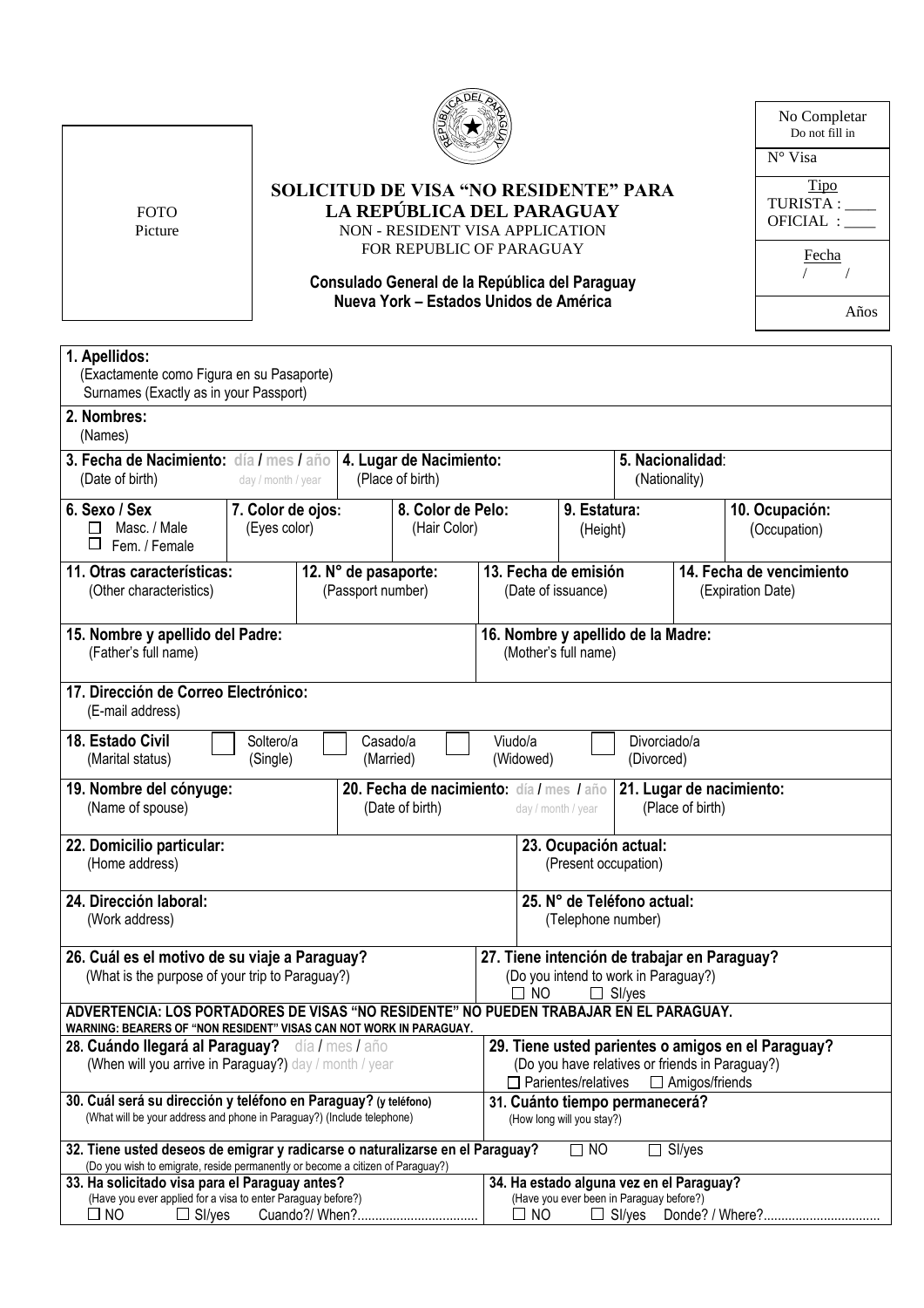FOTO
Picture

# SOLICITUD DE VISA "NO RESIDENTE" PARA LA REPÚBLICA DEL PARAGUAY

NON - RESIDENT VISA APPLICATION
FOR REPUBLIC OF PARAGUAY

**Consulado General de la República del Paraguay**
**Nueva York – Estados Unidos de América**

| No Completar<br>Do not fill in |
|---|
| N° Visa |
| Tipo<br>TURISTA : ____<br>OFICIAL : ____ |
| Fecha<br>/ / |
| Años |

**1. Apellidos:**
(Exactamente como Figura en su Pasaporte)
Surnames (Exactly as in your Passport)

**2. Nombres:**
(Names)

| **3. Fecha de Nacimiento:** día / mes / año<br>(Date of birth) day / month / year | **4. Lugar de Nacimiento:**<br>(Place of birth) | **5. Nacionalidad:**<br>(Nationality) |
|---|---|---|

| **6. Sexo / Sex**<br>☐ Masc. / Male<br>☐ Fem. / Female | **7. Color de ojos:**<br>(Eyes color) | **8. Color de Pelo:**<br>(Hair Color) | **9. Estatura:**<br>(Height) | **10. Ocupación:**<br>(Occupation) |
|---|---|---|---|---|

| **11. Otras características:**<br>(Other characteristics) | **12. N° de pasaporte:**<br>(Passport number) | **13. Fecha de emisión**<br>(Date of issuance) | **14. Fecha de vencimiento**<br>(Expiration Date) |
|---|---|---|---|

| **15. Nombre y apellido del Padre:**<br>(Father's full name) | **16. Nombre y apellido de la Madre:**<br>(Mother's full name) |
|---|---|

**17. Dirección de Correo Electrónico:**
(E-mail address)

**18. Estado Civil** (Marital status) ☐ Soltero/a (Single) ☐ Casado/a (Married) ☐ Viudo/a (Widowed) ☐ Divorciado/a (Divorced)

| **19. Nombre del cónyuge:**<br>(Name of spouse) | **20. Fecha de nacimiento:** día / mes / año<br>(Date of birth) day / month / year | **21. Lugar de nacimiento:**<br>(Place of birth) |
|---|---|---|

| **22. Domicilio particular:**<br>(Home address) | **23. Ocupación actual:**<br>(Present occupation) |
|---|---|
| **24. Dirección laboral:**<br>(Work address) | **25. N° de Teléfono actual:**<br>(Telephone number) |
| **26. Cuál es el motivo de su viaje a Paraguay?**<br>(What is the purpose of your trip to Paraguay?) | **27. Tiene intención de trabajar en Paraguay?**<br>(Do you intend to work in Paraguay?)<br>☐ NO ☐ SI/yes |

**ADVERTENCIA: LOS PORTADORES DE VISAS "NO RESIDENTE" NO PUEDEN TRABAJAR EN EL PARAGUAY.**
**WARNING: BEARERS OF "NON RESIDENT" VISAS CAN NOT WORK IN PARAGUAY.**

| **28. Cuándo llegará al Paraguay?** día / mes / año<br>(When will you arrive in Paraguay?) day / month / year | **29. Tiene usted parientes o amigos en el Paraguay?**<br>(Do you have relatives or friends in Paraguay?)<br>☐ Parientes/relatives ☐ Amigos/friends |
|---|---|
| **30. Cuál será su dirección y teléfono en Paraguay? (y teléfono)**<br>(What will be your address and phone in Paraguay?) (Include telephone) | **31. Cuánto tiempo permanecerá?**<br>(How long will you stay?) |

**32. Tiene usted deseos de emigrar y radicarse o naturalizarse en el Paraguay?** ☐ NO ☐ SI/yes
(Do you wish to emigrate, reside permanently or become a citizen of Paraguay?)

| **33. Ha solicitado visa para el Paraguay antes?**<br>(Have you ever applied for a visa to enter Paraguay before?)<br>☐ NO ☐ SI/yes Cuando?/ When?.................................. | **34. Ha estado alguna vez en el Paraguay?**<br>(Have you ever been in Paraguay before?)<br>☐ NO ☐ SI/yes Donde? / Where?................................. |
|---|---|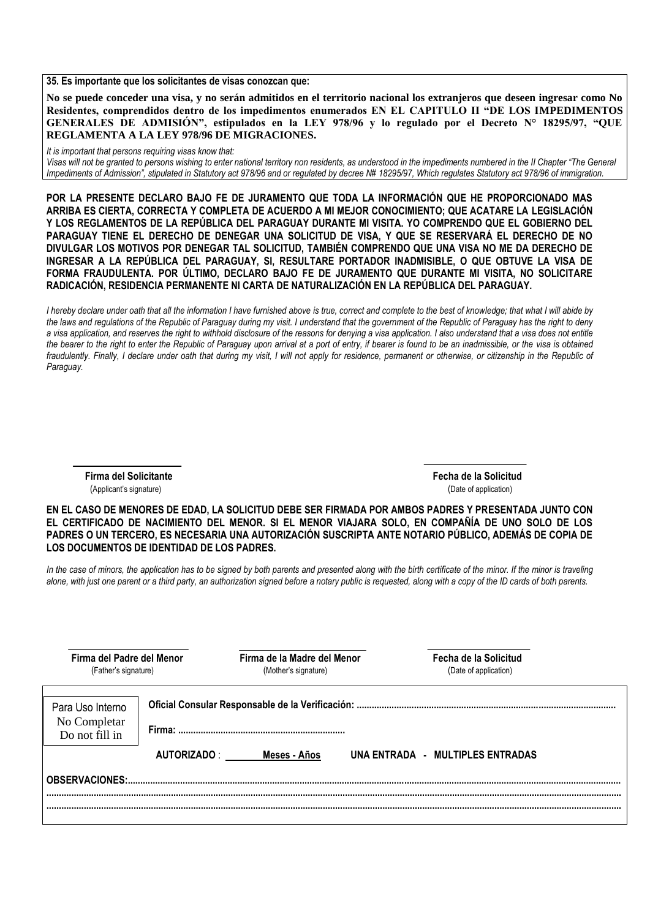**35. Es importante que los solicitantes de visas conozcan que:**

**No se puede conceder una visa, y no serán admitidos en el territorio nacional los extranjeros que deseen ingresar como No Residentes, comprendidos dentro de los impedimentos enumerados EN EL CAPITULO II "DE LOS IMPEDIMENTOS GENERALES DE ADMISIÓN", estipulados en la LEY 978/96 y lo regulado por el Decreto N° 18295/97, "QUE REGLAMENTA A LA LEY 978/96 DE MIGRACIONES.**

*It is important that persons requiring visas know that:*
*Visas will not be granted to persons wishing to enter national territory non residents, as understood in the impediments numbered in the II Chapter "The General Impediments of Admission", stipulated in Statutory act 978/96 and or regulated by decree N# 18295/97, Which regulates Statutory act 978/96 of immigration.*

**POR LA PRESENTE DECLARO BAJO FE DE JURAMENTO QUE TODA LA INFORMACIÓN QUE HE PROPORCIONADO MAS ARRIBA ES CIERTA, CORRECTA Y COMPLETA DE ACUERDO A MI MEJOR CONOCIMIENTO; QUE ACATARE LA LEGISLACIÓN Y LOS REGLAMENTOS DE LA REPÚBLICA DEL PARAGUAY DURANTE MI VISITA. YO COMPRENDO QUE EL GOBIERNO DEL PARAGUAY TIENE EL DERECHO DE DENEGAR UNA SOLICITUD DE VISA, Y QUE SE RESERVARÁ EL DERECHO DE NO DIVULGAR LOS MOTIVOS POR DENEGAR TAL SOLICITUD, TAMBIÉN COMPRENDO QUE UNA VISA NO ME DA DERECHO DE INGRESAR A LA REPÚBLICA DEL PARAGUAY, SI, RESULTARE PORTADOR INADMISIBLE, O QUE OBTUVE LA VISA DE FORMA FRAUDULENTA. POR ÚLTIMO, DECLARO BAJO FE DE JURAMENTO QUE DURANTE MI VISITA, NO SOLICITARE RADICACIÓN, RESIDENCIA PERMANENTE NI CARTA DE NATURALIZACIÓN EN LA REPÚBLICA DEL PARAGUAY.**

*I hereby declare under oath that all the information I have furnished above is true, correct and complete to the best of knowledge; that what I will abide by the laws and regulations of the Republic of Paraguay during my visit. I understand that the government of the Republic of Paraguay has the right to deny a visa application, and reserves the right to withhold disclosure of the reasons for denying a visa application. I also understand that a visa does not entitle the bearer to the right to enter the Republic of Paraguay upon arrival at a port of entry, if bearer is found to be an inadmissible, or the visa is obtained fraudulently. Finally, I declare under oath that during my visit, I will not apply for residence, permanent or otherwise, or citizenship in the Republic of Paraguay.*

| | |
|---|---|
| **Firma del Solicitante** (Applicant's signature) | **Fecha de la Solicitud** (Date of application) |

**EN EL CASO DE MENORES DE EDAD, LA SOLICITUD DEBE SER FIRMADA POR AMBOS PADRES Y PRESENTADA JUNTO CON EL CERTIFICADO DE NACIMIENTO DEL MENOR. SI EL MENOR VIAJARA SOLO, EN COMPAÑÍA DE UNO SOLO DE LOS PADRES O UN TERCERO, ES NECESARIA UNA AUTORIZACIÓN SUSCRIPTA ANTE NOTARIO PÚBLICO, ADEMÁS DE COPIA DE LOS DOCUMENTOS DE IDENTIDAD DE LOS PADRES.**

*In the case of minors, the application has to be signed by both parents and presented along with the birth certificate of the minor. If the minor is traveling alone, with just one parent or a third party, an authorization signed before a notary public is requested, along with a copy of the ID cards of both parents.*

| | | |
|---|---|---|
| **Firma del Padre del Menor** (Father's signature) | **Firma de la Madre del Menor** (Mother's signature) | **Fecha de la Solicitud** (Date of application) |

Para Uso Interno
No Completar
Do not fill in

**Oficial Consular Responsable de la Verificación: ..........**

**Firma: ..........**

**AUTORIZADO** : ______ **Meses - Años** **UNA ENTRADA - MULTIPLES ENTRADAS**

**OBSERVACIONES:..........**

..........

..........